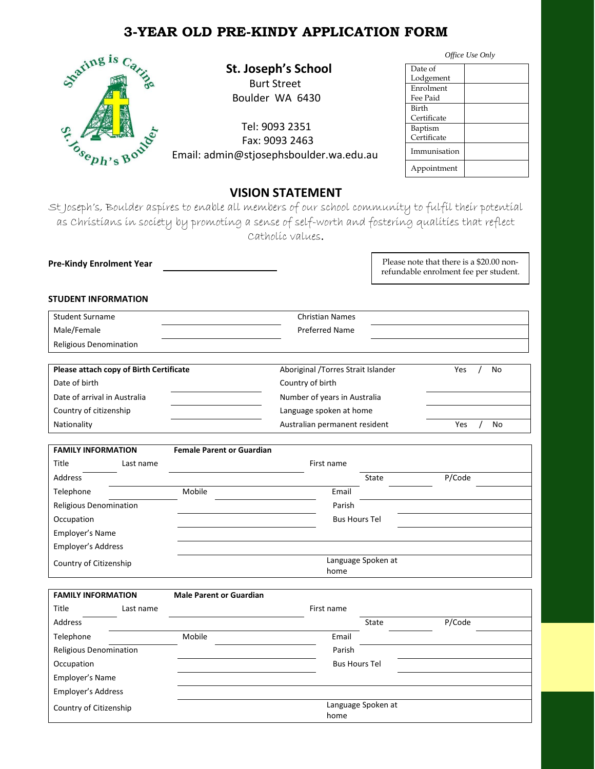# 3-YEAR OLD PRE-KINDY APPLICATION FORM

Sharing is Caring
St. Joseph's Boulder

## St. Joseph's School

Burt Street
Boulder WA 6430

Tel: 9093 2351
Fax: 9093 2463
Email: admin@stjosephsboulder.wa.edu.au

*Office Use Only*

| | |
|---|---|
| Date of Lodgement | |
| Enrolment Fee Paid | |
| Birth Certificate | |
| Baptism Certificate | |
| Immunisation | |
| Appointment | |

## VISION STATEMENT

St Joseph's, Boulder aspires to enable all members of our school community to fulfil their potential as Christians in society by promoting a sense of self-worth and fostering qualities that reflect Catholic values.

**Pre-Kindy Enrolment Year** ____________________

Please note that there is a $20.00 non-refundable enrolment fee per student.

### STUDENT INFORMATION

| | | | |
|---|---|---|---|
| Student Surname | | Christian Names | |
| Male/Female | | Preferred Name | |
| Religious Denomination | | | |

| | | | |
|---|---|---|---|
| **Please attach copy of Birth Certificate** | | Aboriginal /Torres Strait Islander | Yes / No |
| Date of birth | | Country of birth | |
| Date of arrival in Australia | | Number of years in Australia | |
| Country of citizenship | | Language spoken at home | |
| Nationality | | Australian permanent resident | Yes / No |

| **FAMILY INFORMATION** | **Female Parent or Guardian** | | |
|---|---|---|---|
| Title | Last name | First name | |
| Address | | State | P/Code |
| Telephone | Mobile | Email | |
| Religious Denomination | | Parish | |
| Occupation | | Bus Hours Tel | |
| Employer's Name | | | |
| Employer's Address | | | |
| Country of Citizenship | | Language Spoken at home | |

| **FAMILY INFORMATION** | **Male Parent or Guardian** | | |
|---|---|---|---|
| Title | Last name | First name | |
| Address | | State | P/Code |
| Telephone | Mobile | Email | |
| Religious Denomination | | Parish | |
| Occupation | | Bus Hours Tel | |
| Employer's Name | | | |
| Employer's Address | | | |
| Country of Citizenship | | Language Spoken at home | |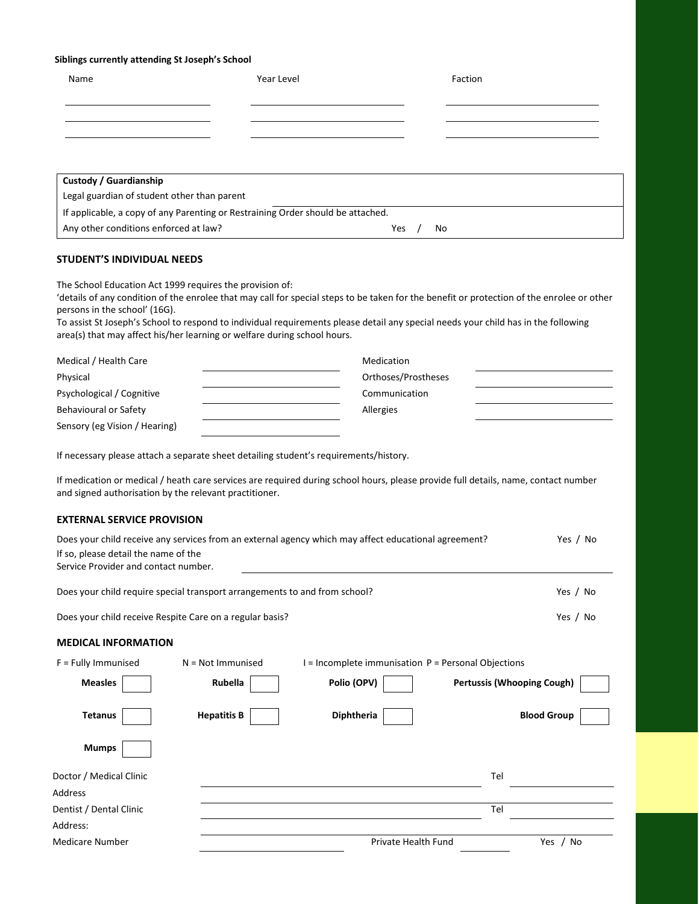**Siblings currently attending St Joseph's School**

| Name | Year Level | Faction |
|---|---|---|
| | | |
| | | |
| | | |

| **Custody / Guardianship** | |
|---|---|
| Legal guardian of student other than parent | |
| If applicable, a copy of any Parenting or Restraining Order should be attached. | |
| Any other conditions enforced at law? | Yes / No |

### STUDENT'S INDIVIDUAL NEEDS

The School Education Act 1999 requires the provision of:
'details of any condition of the enrolee that may call for special steps to be taken for the benefit or protection of the enrolee or other persons in the school' (16G).
To assist St Joseph's School to respond to individual requirements please detail any special needs your child has in the following area(s) that may affect his/her learning or welfare during school hours.

| | | | |
|---|---|---|---|
| Medical / Health Care | | Medication | |
| Physical | | Orthoses/Prostheses | |
| Psychological / Cognitive | | Communication | |
| Behavioural or Safety | | Allergies | |
| Sensory (eg Vision / Hearing) | | | |

If necessary please attach a separate sheet detailing student's requirements/history.

If medication or medical / heath care services are required during school hours, please provide full details, name, contact number and signed authorisation by the relevant practitioner.

### EXTERNAL SERVICE PROVISION

Does your child receive any services from an external agency which may affect educational agreement? Yes / No

If so, please detail the name of the Service Provider and contact number. ______________________

Does your child require special transport arrangements to and from school? Yes / No

Does your child receive Respite Care on a regular basis? Yes / No

### MEDICAL INFORMATION

F = Fully Immunised N = Not Immunised I = Incomplete immunisation P = Personal Objections

| | | | | | | | |
|---|---|---|---|---|---|---|---|
| **Measles** | | **Rubella** | | **Polio (OPV)** | | **Pertussis (Whooping Cough)** | |
| **Tetanus** | | **Hepatitis B** | | **Diphtheria** | | **Blood Group** | |
| **Mumps** | | | | | | | |

| | | | |
|---|---|---|---|
| Doctor / Medical Clinic | | Tel | |
| Address | | | |
| Dentist / Dental Clinic | | Tel | |
| Address: | | | |
| Medicare Number | | Private Health Fund | Yes / No |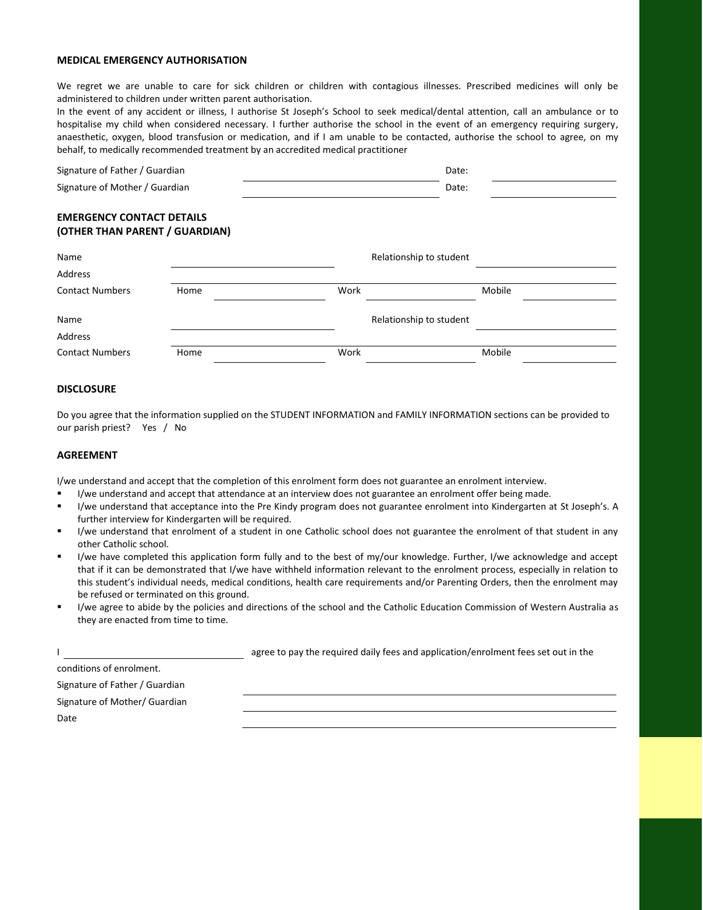**MEDICAL EMERGENCY AUTHORISATION**

We regret we are unable to care for sick children or children with contagious illnesses. Prescribed medicines will only be administered to children under written parent authorisation.
In the event of any accident or illness, I authorise St Joseph's School to seek medical/dental attention, call an ambulance or to hospitalise my child when considered necessary. I further authorise the school in the event of an emergency requiring surgery, anaesthetic, oxygen, blood transfusion or medication, and if I am unable to be contacted, authorise the school to agree, on my behalf, to medically recommended treatment by an accredited medical practitioner

Signature of Father / Guardian \_\_\_\_\_\_\_\_\_\_\_\_\_\_\_\_\_\_\_\_ Date: \_\_\_\_\_\_\_\_\_\_

Signature of Mother / Guardian \_\_\_\_\_\_\_\_\_\_\_\_\_\_\_\_\_\_\_\_ Date: \_\_\_\_\_\_\_\_\_\_

**EMERGENCY CONTACT DETAILS**
**(OTHER THAN PARENT / GUARDIAN)**

Name \_\_\_\_\_\_\_\_\_\_\_\_\_\_\_\_\_\_\_\_ Relationship to student \_\_\_\_\_\_\_\_\_\_

Address \_\_\_\_\_\_\_\_\_\_\_\_\_\_\_\_\_\_\_\_\_\_\_\_\_\_\_\_\_\_\_\_\_\_\_\_\_\_\_\_

Contact Numbers Home \_\_\_\_\_\_\_\_\_\_ Work \_\_\_\_\_\_\_\_\_\_ Mobile \_\_\_\_\_\_\_\_\_\_

Name \_\_\_\_\_\_\_\_\_\_\_\_\_\_\_\_\_\_\_\_ Relationship to student \_\_\_\_\_\_\_\_\_\_

Address \_\_\_\_\_\_\_\_\_\_\_\_\_\_\_\_\_\_\_\_\_\_\_\_\_\_\_\_\_\_\_\_\_\_\_\_\_\_\_\_

Contact Numbers Home \_\_\_\_\_\_\_\_\_\_ Work \_\_\_\_\_\_\_\_\_\_ Mobile \_\_\_\_\_\_\_\_\_\_

**DISCLOSURE**

Do you agree that the information supplied on the STUDENT INFORMATION and FAMILY INFORMATION sections can be provided to our parish priest? Yes / No

**AGREEMENT**

I/we understand and accept that the completion of this enrolment form does not guarantee an enrolment interview.

- I/we understand and accept that attendance at an interview does not guarantee an enrolment offer being made.
- I/we understand that acceptance into the Pre Kindy program does not guarantee enrolment into Kindergarten at St Joseph's. A further interview for Kindergarten will be required.
- I/we understand that enrolment of a student in one Catholic school does not guarantee the enrolment of that student in any other Catholic school.
- I/we have completed this application form fully and to the best of my/our knowledge. Further, I/we acknowledge and accept that if it can be demonstrated that I/we have withheld information relevant to the enrolment process, especially in relation to this student's individual needs, medical conditions, health care requirements and/or Parenting Orders, then the enrolment may be refused or terminated on this ground.
- I/we agree to abide by the policies and directions of the school and the Catholic Education Commission of Western Australia as they are enacted from time to time.

I \_\_\_\_\_\_\_\_\_\_\_\_\_\_\_\_\_\_\_\_ agree to pay the required daily fees and application/enrolment fees set out in the conditions of enrolment.

Signature of Father / Guardian \_\_\_\_\_\_\_\_\_\_\_\_\_\_\_\_\_\_\_\_

Signature of Mother/ Guardian \_\_\_\_\_\_\_\_\_\_\_\_\_\_\_\_\_\_\_\_

Date \_\_\_\_\_\_\_\_\_\_\_\_\_\_\_\_\_\_\_\_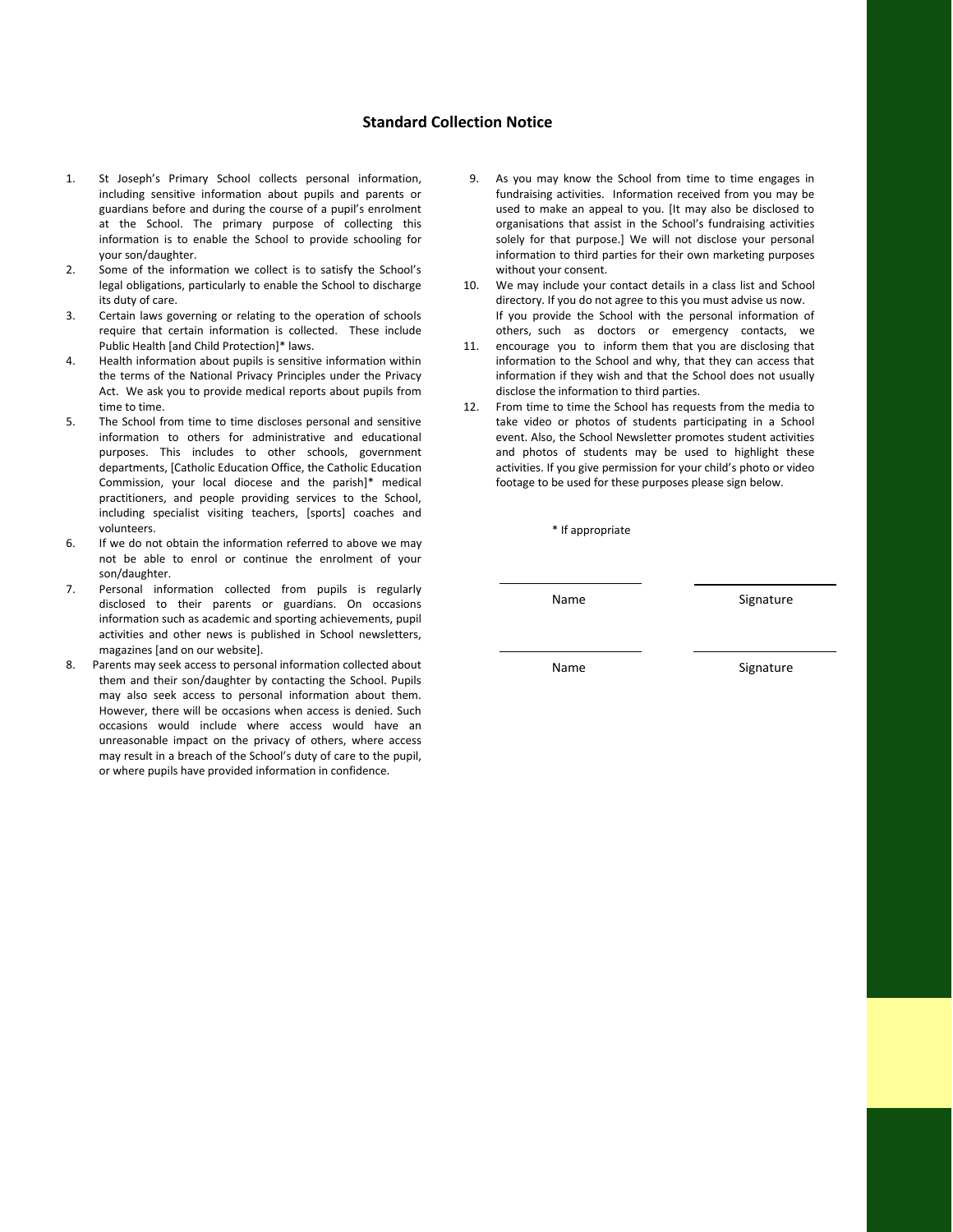## Standard Collection Notice

1. St Joseph's Primary School collects personal information, including sensitive information about pupils and parents or guardians before and during the course of a pupil's enrolment at the School. The primary purpose of collecting this information is to enable the School to provide schooling for your son/daughter.
2. Some of the information we collect is to satisfy the School's legal obligations, particularly to enable the School to discharge its duty of care.
3. Certain laws governing or relating to the operation of schools require that certain information is collected. These include Public Health [and Child Protection]* laws.
4. Health information about pupils is sensitive information within the terms of the National Privacy Principles under the Privacy Act. We ask you to provide medical reports about pupils from time to time.
5. The School from time to time discloses personal and sensitive information to others for administrative and educational purposes. This includes to other schools, government departments, [Catholic Education Office, the Catholic Education Commission, your local diocese and the parish]* medical practitioners, and people providing services to the School, including specialist visiting teachers, [sports] coaches and volunteers.
6. If we do not obtain the information referred to above we may not be able to enrol or continue the enrolment of your son/daughter.
7. Personal information collected from pupils is regularly disclosed to their parents or guardians. On occasions information such as academic and sporting achievements, pupil activities and other news is published in School newsletters, magazines [and on our website].
8. Parents may seek access to personal information collected about them and their son/daughter by contacting the School. Pupils may also seek access to personal information about them. However, there will be occasions when access is denied. Such occasions would include where access would have an unreasonable impact on the privacy of others, where access may result in a breach of the School's duty of care to the pupil, or where pupils have provided information in confidence.
9. As you may know the School from time to time engages in fundraising activities. Information received from you may be used to make an appeal to you. [It may also be disclosed to organisations that assist in the School's fundraising activities solely for that purpose.] We will not disclose your personal information to third parties for their own marketing purposes without your consent.
10. We may include your contact details in a class list and School directory. If you do not agree to this you must advise us now.
11. If you provide the School with the personal information of others, such as doctors or emergency contacts, we encourage you to inform them that you are disclosing that information to the School and why, that they can access that information if they wish and that the School does not usually disclose the information to third parties.
12. From time to time the School has requests from the media to take video or photos of students participating in a School event. Also, the School Newsletter promotes student activities and photos of students may be used to highlight these activities. If you give permission for your child's photo or video footage to be used for these purposes please sign below.

\* If appropriate

| | |
|---|---|
| Name | Signature |
| Name | Signature |